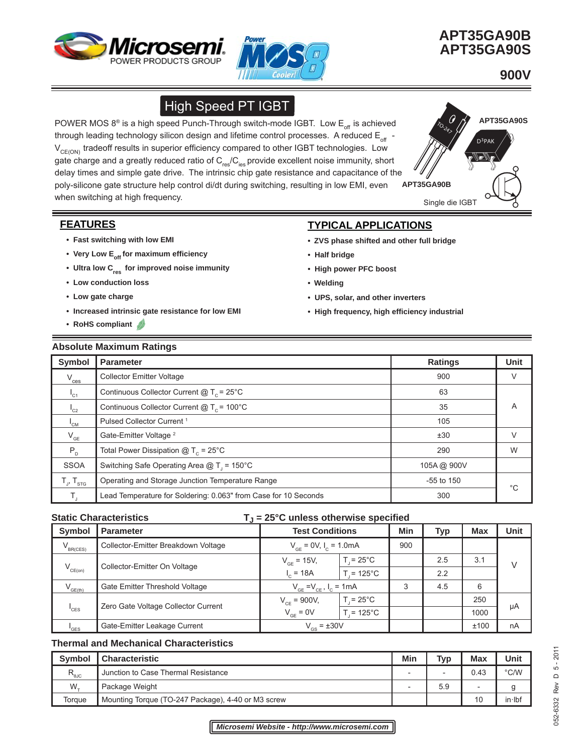# APT35GA90B
# APT35GA90S

**900V**

## High Speed PT IGBT

POWER MOS 8® is a high speed Punch-Through switch-mode IGBT. Low $E_{off}$ is achieved through leading technology silicon design and lifetime control processes. A reduced $E_{off}$ - $V_{CE(ON)}$ tradeoff results in superior efficiency compared to other IGBT technologies. Low gate charge and a greatly reduced ratio of $C_{res}/C_{ies}$ provide excellent noise immunity, short delay times and simple gate drive. The intrinsic chip gate resistance and capacitance of the poly-silicone gate structure help control di/dt during switching, resulting in low EMI, even when switching at high frequency.

APT35GA90S (D³PAK)

APT35GA90B (TO-247)

Single die IGBT

## FEATURES

- Fast switching with low EMI
- Very Low $E_{off}$ for maximum efficiency
- Ultra low $C_{res}$ for improved noise immunity
- Low conduction loss
- Low gate charge
- Increased intrinsic gate resistance for low EMI
- RoHS compliant

## TYPICAL APPLICATIONS

- ZVS phase shifted and other full bridge
- Half bridge
- High power PFC boost
- Welding
- UPS, solar, and other inverters
- High frequency, high efficiency industrial

### Absolute Maximum Ratings

| Symbol | Parameter | Ratings | Unit |
|---|---|---|---|
| $V_{ces}$ | Collector Emitter Voltage | 900 | V |
| $I_{C1}$ | Continuous Collector Current @ $T_C$ = 25°C | 63 | A |
| $I_{C2}$ | Continuous Collector Current @ $T_C$ = 100°C | 35 | A |
| $I_{CM}$ | Pulsed Collector Current [1] | 105 | A |
| $V_{GE}$ | Gate-Emitter Voltage [2] | ±30 | V |
| $P_D$ | Total Power Dissipation @ $T_C$ = 25°C | 290 | W |
| SSOA | Switching Safe Operating Area @ $T_J$ = 150°C | 105A @ 900V | |
| $T_J$, $T_{STG}$ | Operating and Storage Junction Temperature Range | -55 to 150 | °C |
| $T_L$ | Lead Temperature for Soldering: 0.063" from Case for 10 Seconds | 300 | °C |

### Static Characteristics

$T_J$ = 25°C unless otherwise specified

| Symbol | Parameter | Test Conditions | | Min | Typ | Max | Unit |
|---|---|---|---|---|---|---|---|
| $V_{BR(CES)}$ | Collector-Emitter Breakdown Voltage | $V_{GE}$ = 0V, $I_C$ = 1.0mA | | 900 | | | V |
| $V_{CE(on)}$ | Collector-Emitter On Voltage | $V_{GE}$ = 15V, $I_C$ = 18A | $T_J$ = 25°C | | 2.5 | 3.1 | V |
| | | | $T_J$ = 125°C | | 2.2 | | V |
| $V_{GE(th)}$ | Gate Emitter Threshold Voltage | $V_{GE}$ = $V_{CE}$, $I_C$ = 1mA | | 3 | 4.5 | 6 | V |
| $I_{CES}$ | Zero Gate Voltage Collector Current | $V_{CE}$ = 900V, $V_{GE}$ = 0V | $T_J$ = 25°C | | | 250 | μA |
| | | | $T_J$ = 125°C | | | 1000 | μA |
| $I_{GES}$ | Gate-Emitter Leakage Current | $V_{GS}$ = ±30V | | | | ±100 | nA |

### Thermal and Mechanical Characteristics

| Symbol | Characteristic | Min | Typ | Max | Unit |
|---|---|---|---|---|---|
| $R_{\theta JC}$ | Junction to Case Thermal Resistance | - | - | 0.43 | °C/W |
| $W_T$ | Package Weight | - | 5.9 | - | g |
| Torque | Mounting Torque (TO-247 Package), 4-40 or M3 screw | | | 10 | in·lbf |

*Microsemi Website - http://www.microsemi.com*

052-6332 Rev D 5 - 2011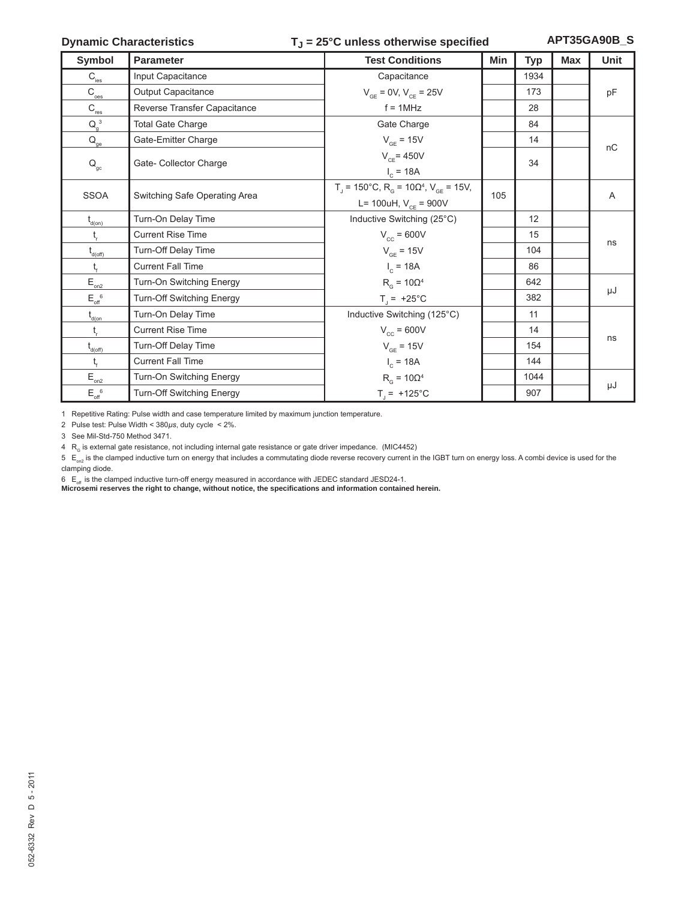**Dynamic Characteristics** $T_J$ = 25°C unless otherwise specified **APT35GA90B_S**

| Symbol | Parameter | Test Conditions | Min | Typ | Max | Unit |
|---|---|---|---|---|---|---|
| $C_{ies}$ | Input Capacitance | Capacitance | | 1934 | | pF |
| $C_{oes}$ | Output Capacitance | $V_{GE}$ = 0V, $V_{CE}$ = 25V | | 173 | | |
| $C_{res}$ | Reverse Transfer Capacitance | f = 1MHz | | 28 | | |
| $Q_g$ [3] | Total Gate Charge | Gate Charge | | 84 | | nC |
| $Q_{ge}$ | Gate-Emitter Charge | $V_{GE}$ = 15V | | 14 | | |
| $Q_{gc}$ | Gate- Collector Charge | $V_{CE}$= 450V<br>$I_C$ = 18A | | 34 | | |
| SSOA | Switching Safe Operating Area | $T_J$ = 150°C, $R_G$ = 10Ω[4], $V_{GE}$ = 15V,<br>L= 100uH, $V_{CE}$ = 900V | 105 | | | A |
| $t_{d(on)}$ | Turn-On Delay Time | Inductive Switching (25°C) | | 12 | | ns |
| $t_r$ | Current Rise Time | $V_{CC}$ = 600V | | 15 | | |
| $t_{d(off)}$ | Turn-Off Delay Time | $V_{GE}$ = 15V | | 104 | | |
| $t_f$ | Current Fall Time | $I_C$ = 18A | | 86 | | |
| $E_{on2}$ | Turn-On Switching Energy | $R_G$ = 10Ω[4] | | 642 | | μJ |
| $E_{off}$ [6] | Turn-Off Switching Energy | $T_J$ = +25°C | | 382 | | |
| $t_{d(on}$ | Turn-On Delay Time | Inductive Switching (125°C) | | 11 | | ns |
| $t_r$ | Current Rise Time | $V_{CC}$ = 600V | | 14 | | |
| $t_{d(off)}$ | Turn-Off Delay Time | $V_{GE}$ = 15V | | 154 | | |
| $t_f$ | Current Fall Time | $I_C$ = 18A | | 144 | | |
| $E_{on2}$ | Turn-On Switching Energy | $R_G$ = 10Ω[4] | | 1044 | | μJ |
| $E_{off}$ [6] | Turn-Off Switching Energy | $T_J$ = +125°C | | 907 | | |

1 Repetitive Rating: Pulse width and case temperature limited by maximum junction temperature.

2 Pulse test: Pulse Width < 380*μs*, duty cycle < 2%.

3 See Mil-Std-750 Method 3471.

4 $R_G$ is external gate resistance, not including internal gate resistance or gate driver impedance. (MIC4452)

5 $E_{on2}$ is the clamped inductive turn on energy that includes a commutating diode reverse recovery current in the IGBT turn on energy loss. A combi device is used for the clamping diode.

6 $E_{off}$ is the clamped inductive turn-off energy measured in accordance with JEDEC standard JESD24-1.

**Microsemi reserves the right to change, without notice, the specifications and information contained herein.**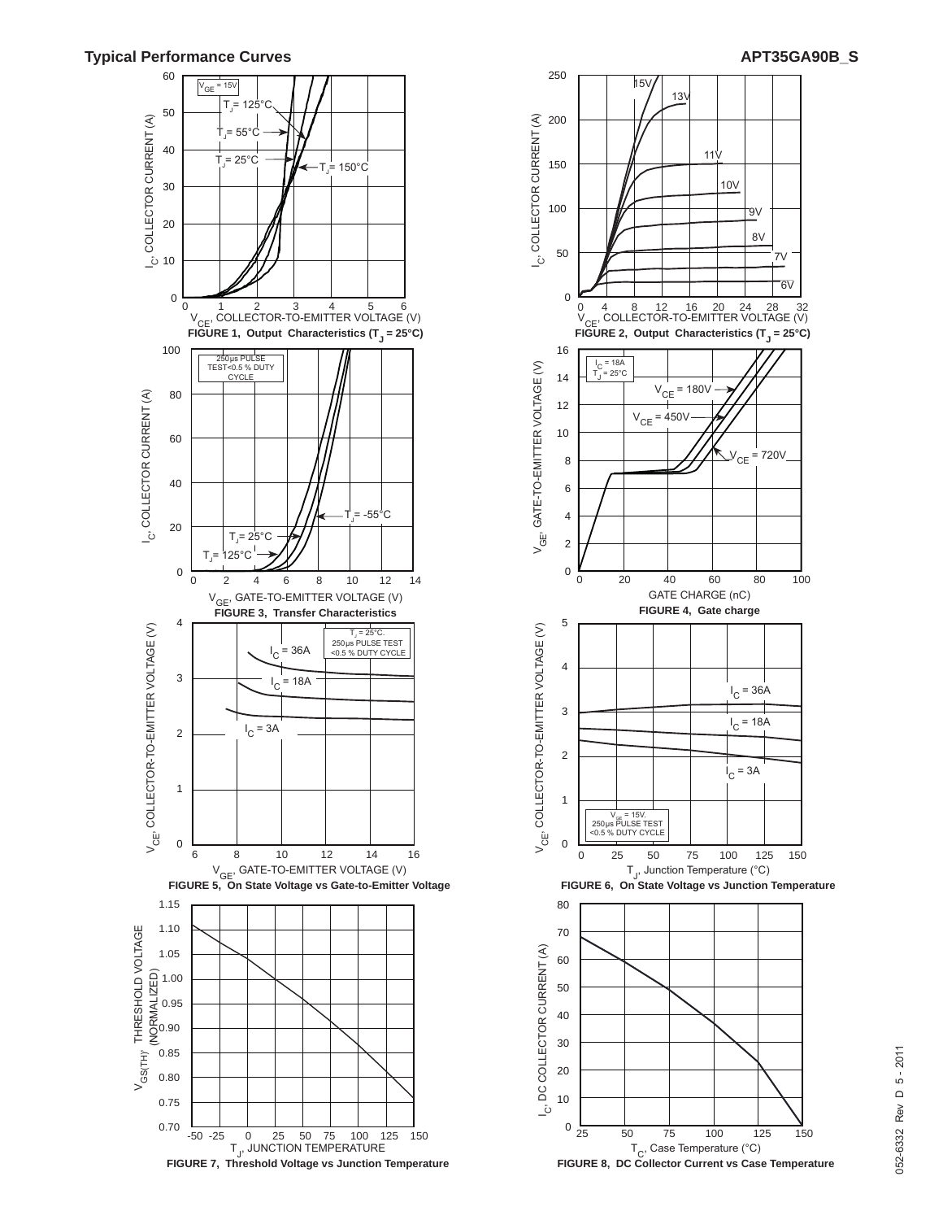## Typical Performance Curves

FIGURE 1, Output Characteristics ($T_J$ = 25°C)

FIGURE 2, Output Characteristics ($T_J$ = 25°C)

FIGURE 3, Transfer Characteristics

FIGURE 4, Gate charge

FIGURE 5, On State Voltage vs Gate-to-Emitter Voltage

FIGURE 6, On State Voltage vs Junction Temperature

FIGURE 7, Threshold Voltage vs Junction Temperature

FIGURE 8, DC Collector Current vs Case Temperature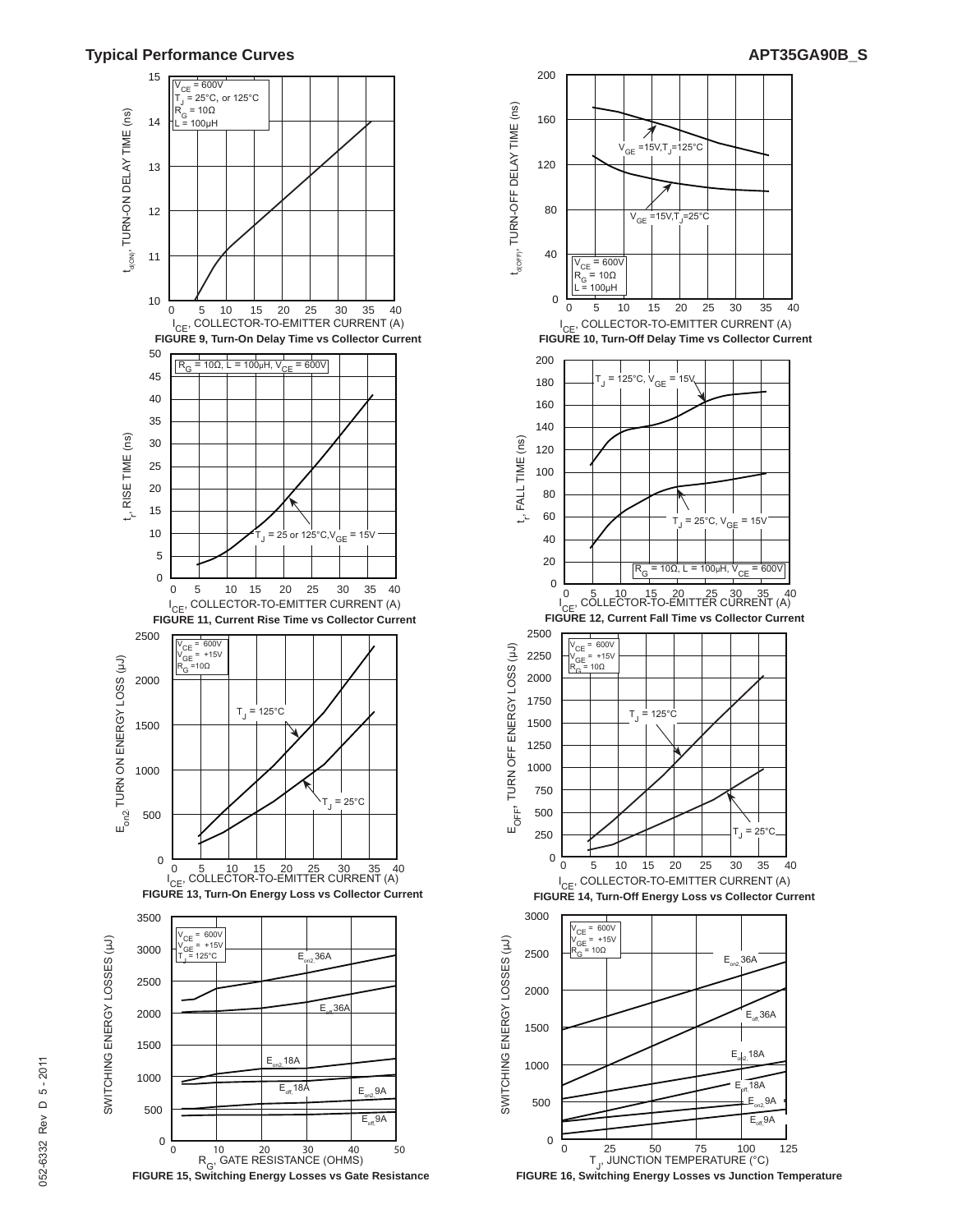## Typical Performance Curves

**FIGURE 9, Turn-On Delay Time vs Collector Current**

**FIGURE 10, Turn-Off Delay Time vs Collector Current**

**FIGURE 11, Current Rise Time vs Collector Current**

**FIGURE 12, Current Fall Time vs Collector Current**

**FIGURE 13, Turn-On Energy Loss vs Collector Current**

**FIGURE 14, Turn-Off Energy Loss vs Collector Current**

**FIGURE 15, Switching Energy Losses vs Gate Resistance**

**FIGURE 16, Switching Energy Losses vs Junction Temperature**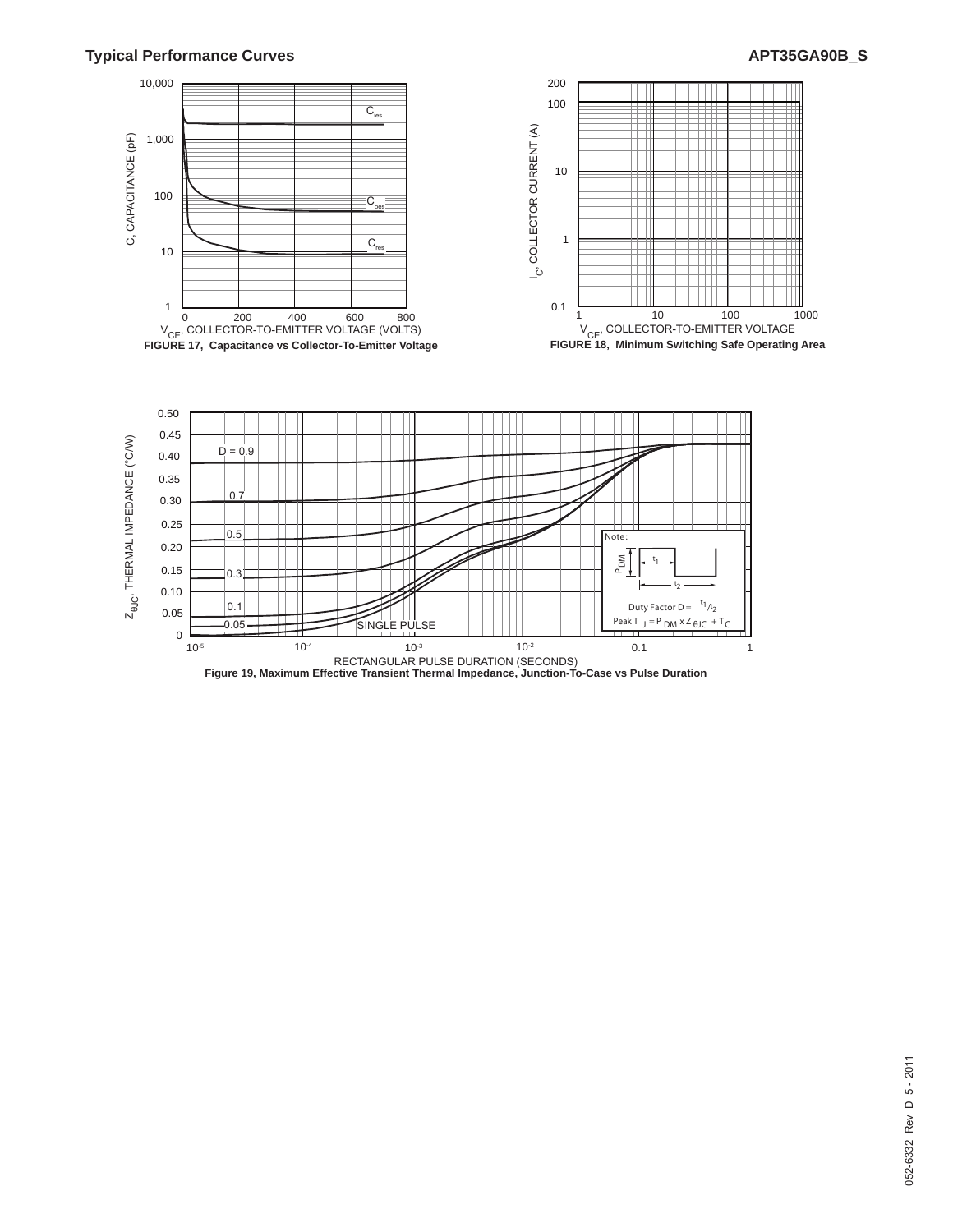## Typical Performance Curves

FIGURE 17, Capacitance vs Collector-To-Emitter Voltage

FIGURE 18, Minimum Switching Safe Operating Area

Figure 19, Maximum Effective Transient Thermal Impedance, Junction-To-Case vs Pulse Duration

Note:

Duty Factor $D = t_1/t_2$

Peak $T_J = P_{DM} \times Z_{\theta JC} + T_C$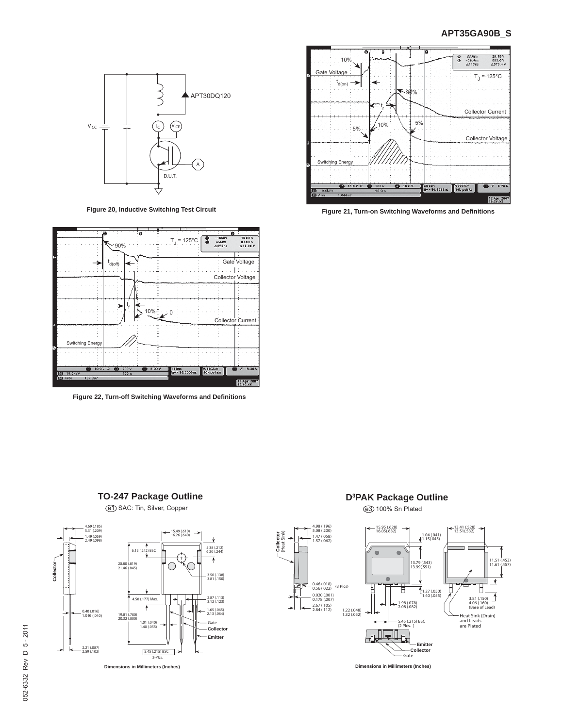Figure 20, Inductive Switching Test Circuit

Figure 21, Turn-on Switching Waveforms and Definitions

Figure 22, Turn-off Switching Waveforms and Definitions

## TO-247 Package Outline

(e1) SAC: Tin, Silver, Copper

Dimensions in Millimeters (Inches)

## D³PAK Package Outline

(e3) 100% Sn Plated

Dimensions in Millimeters (Inches)